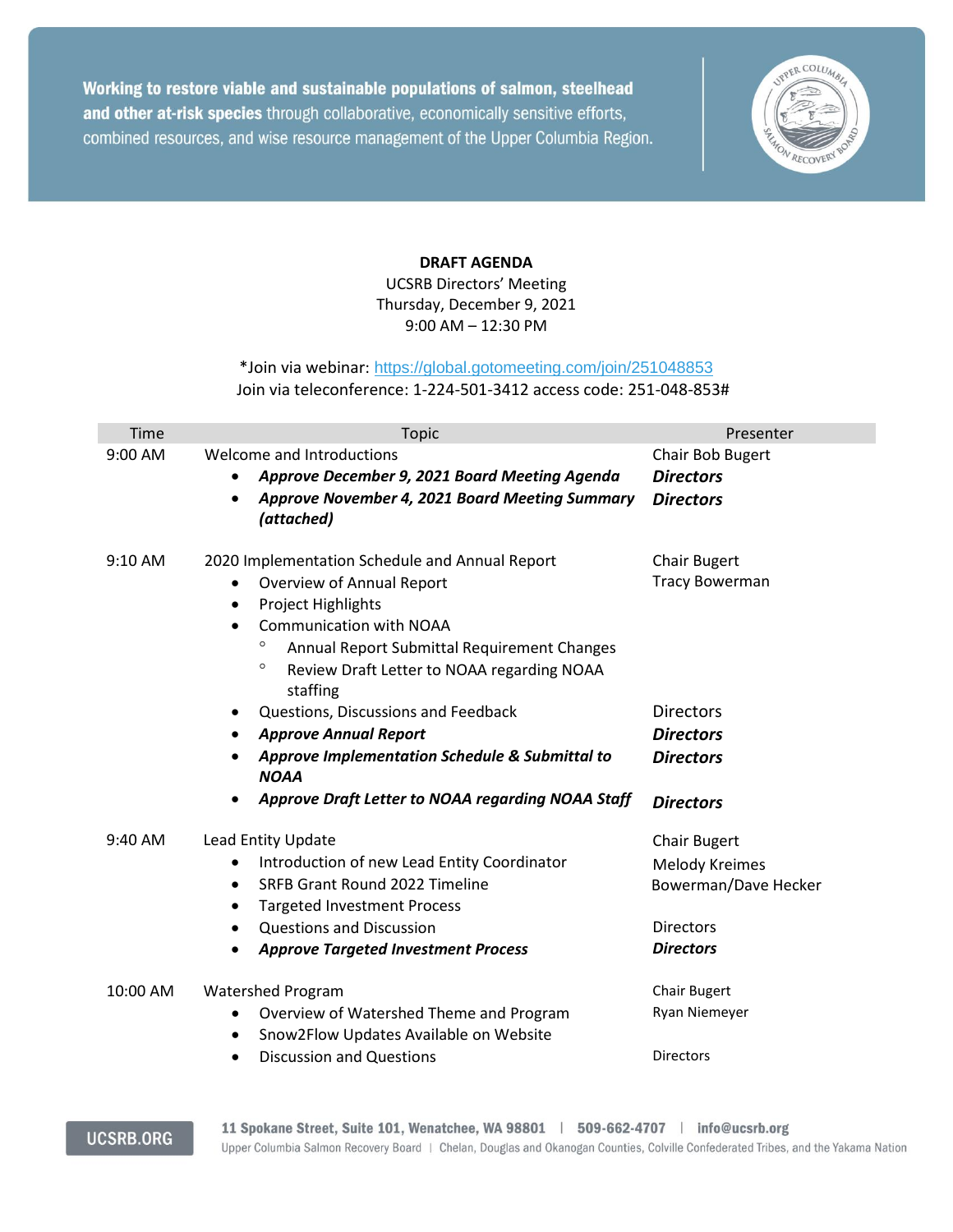Working to restore viable and sustainable populations of salmon, steelhead and other at-risk species through collaborative, economically sensitive efforts, combined resources, and wise resource management of the Upper Columbia Region.

**DRAFT AGENDA**

UCSRB Directors' Meeting
Thursday, December 9, 2021
9:00 AM – 12:30 PM

*Join via webinar: https://global.gotomeeting.com/join/251048853
Join via teleconference: 1-224-501-3412 access code: 251-048-853#

| Time | Topic | Presenter |
|---|---|---|
| 9:00 AM | Welcome and Introductions | Chair Bob Bugert |
| | • ***Approve December 9, 2021 Board Meeting Agenda*** | ***Directors*** |
| | • ***Approve November 4, 2021 Board Meeting Summary (attached)*** | ***Directors*** |
| 9:10 AM | 2020 Implementation Schedule and Annual Report | Chair Bugert |
| | • Overview of Annual Report | Tracy Bowerman |
| | • Project Highlights | |
| | • Communication with NOAA | |
| | ◦ Annual Report Submittal Requirement Changes | |
| | ◦ Review Draft Letter to NOAA regarding NOAA staffing | |
| | • Questions, Discussions and Feedback | Directors |
| | • ***Approve Annual Report*** | ***Directors*** |
| | • ***Approve Implementation Schedule & Submittal to NOAA*** | ***Directors*** |
| | • ***Approve Draft Letter to NOAA regarding NOAA Staff*** | ***Directors*** |
| 9:40 AM | Lead Entity Update | Chair Bugert |
| | • Introduction of new Lead Entity Coordinator | Melody Kreimes |
| | • SRFB Grant Round 2022 Timeline | Bowerman/Dave Hecker |
| | • Targeted Investment Process | |
| | • Questions and Discussion | Directors |
| | • ***Approve Targeted Investment Process*** | ***Directors*** |
| 10:00 AM | Watershed Program | Chair Bugert |
| | • Overview of Watershed Theme and Program | Ryan Niemeyer |
| | • Snow2Flow Updates Available on Website | |
| | • Discussion and Questions | Directors |

UCSRB.ORG

11 Spokane Street, Suite 101, Wenatchee, WA 98801 | 509-662-4707 | info@ucsrb.org
Upper Columbia Salmon Recovery Board | Chelan, Douglas and Okanogan Counties, Colville Confederated Tribes, and the Yakama Nation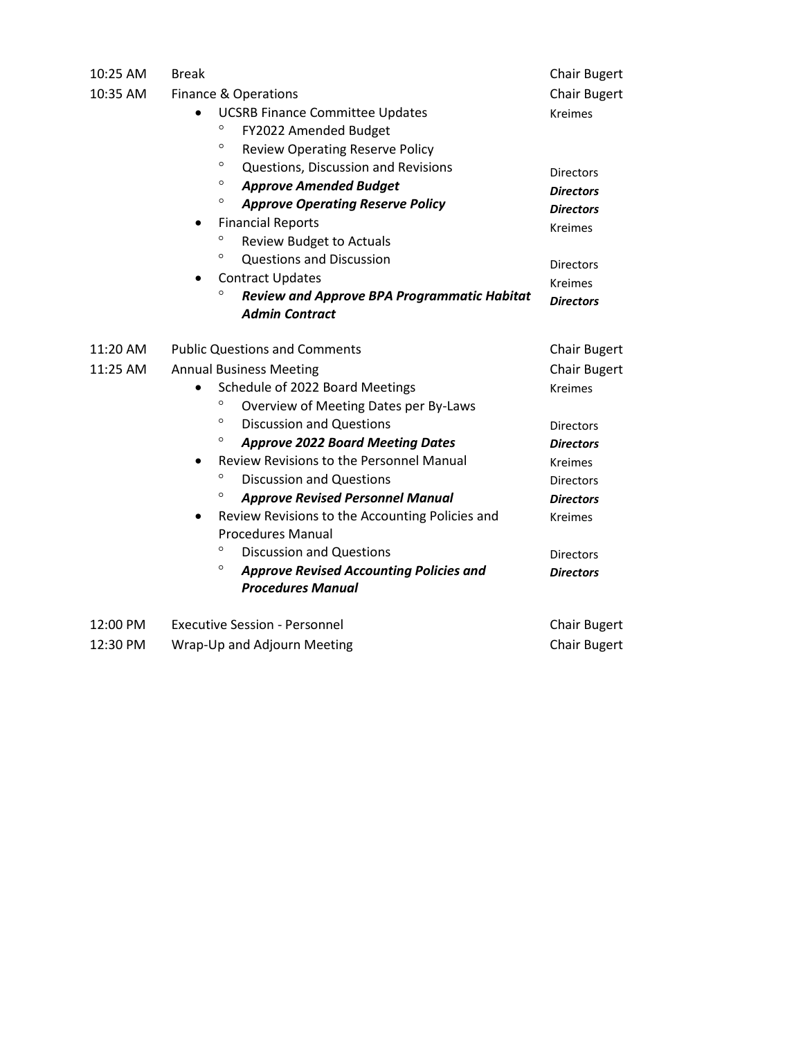| | | |
|---|---|---|
| 10:25 AM | Break | Chair Bugert |
| 10:35 AM | Finance & Operations | Chair Bugert |
| | • UCSRB Finance Committee Updates | Kreimes |
| | ◦ FY2022 Amended Budget | |
| | ◦ Review Operating Reserve Policy | |
| | ◦ Questions, Discussion and Revisions | Directors |
| | ◦ ***Approve Amended Budget*** | ***Directors*** |
| | ◦ ***Approve Operating Reserve Policy*** | ***Directors*** |
| | • Financial Reports | Kreimes |
| | ◦ Review Budget to Actuals | |
| | ◦ Questions and Discussion | Directors |
| | • Contract Updates | Kreimes |
| | ◦ ***Review and Approve BPA Programmatic Habitat Admin Contract*** | ***Directors*** |
| 11:20 AM | Public Questions and Comments | Chair Bugert |
| 11:25 AM | Annual Business Meeting | Chair Bugert |
| | • Schedule of 2022 Board Meetings | Kreimes |
| | ◦ Overview of Meeting Dates per By-Laws | |
| | ◦ Discussion and Questions | Directors |
| | ◦ ***Approve 2022 Board Meeting Dates*** | ***Directors*** |
| | • Review Revisions to the Personnel Manual | Kreimes |
| | ◦ Discussion and Questions | Directors |
| | ◦ ***Approve Revised Personnel Manual*** | ***Directors*** |
| | • Review Revisions to the Accounting Policies and Procedures Manual | Kreimes |
| | ◦ Discussion and Questions | Directors |
| | ◦ ***Approve Revised Accounting Policies and Procedures Manual*** | ***Directors*** |
| 12:00 PM | Executive Session - Personnel | Chair Bugert |
| 12:30 PM | Wrap-Up and Adjourn Meeting | Chair Bugert |